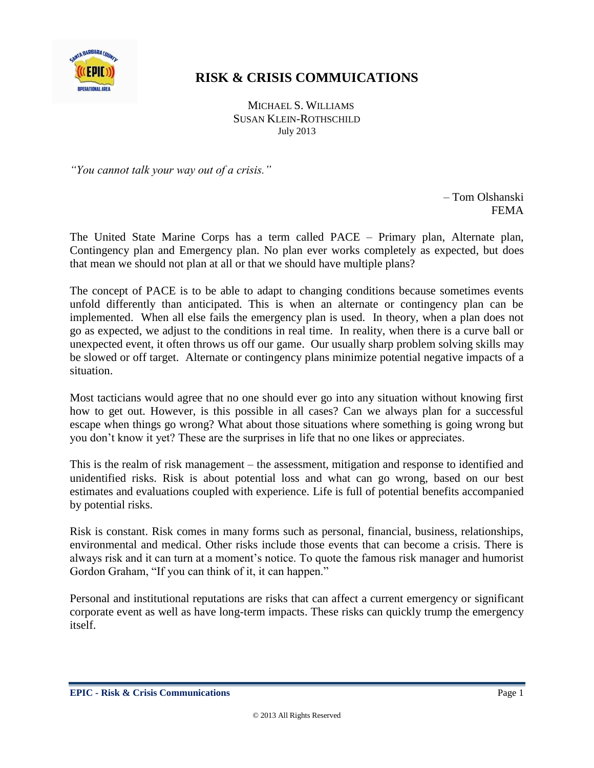# RISK & CRISIS COMMUICATIONS

MICHAEL S. WILLIAMS
SUSAN KLEIN-ROTHSCHILD
July 2013

*"You cannot talk your way out of a crisis."*

– Tom Olshanski
FEMA

The United State Marine Corps has a term called PACE – Primary plan, Alternate plan, Contingency plan and Emergency plan. No plan ever works completely as expected, but does that mean we should not plan at all or that we should have multiple plans?

The concept of PACE is to be able to adapt to changing conditions because sometimes events unfold differently than anticipated. This is when an alternate or contingency plan can be implemented. When all else fails the emergency plan is used. In theory, when a plan does not go as expected, we adjust to the conditions in real time. In reality, when there is a curve ball or unexpected event, it often throws us off our game. Our usually sharp problem solving skills may be slowed or off target. Alternate or contingency plans minimize potential negative impacts of a situation.

Most tacticians would agree that no one should ever go into any situation without knowing first how to get out. However, is this possible in all cases? Can we always plan for a successful escape when things go wrong? What about those situations where something is going wrong but you don't know it yet? These are the surprises in life that no one likes or appreciates.

This is the realm of risk management – the assessment, mitigation and response to identified and unidentified risks. Risk is about potential loss and what can go wrong, based on our best estimates and evaluations coupled with experience. Life is full of potential benefits accompanied by potential risks.

Risk is constant. Risk comes in many forms such as personal, financial, business, relationships, environmental and medical. Other risks include those events that can become a crisis. There is always risk and it can turn at a moment's notice. To quote the famous risk manager and humorist Gordon Graham, "If you can think of it, it can happen."

Personal and institutional reputations are risks that can affect a current emergency or significant corporate event as well as have long-term impacts. These risks can quickly trump the emergency itself.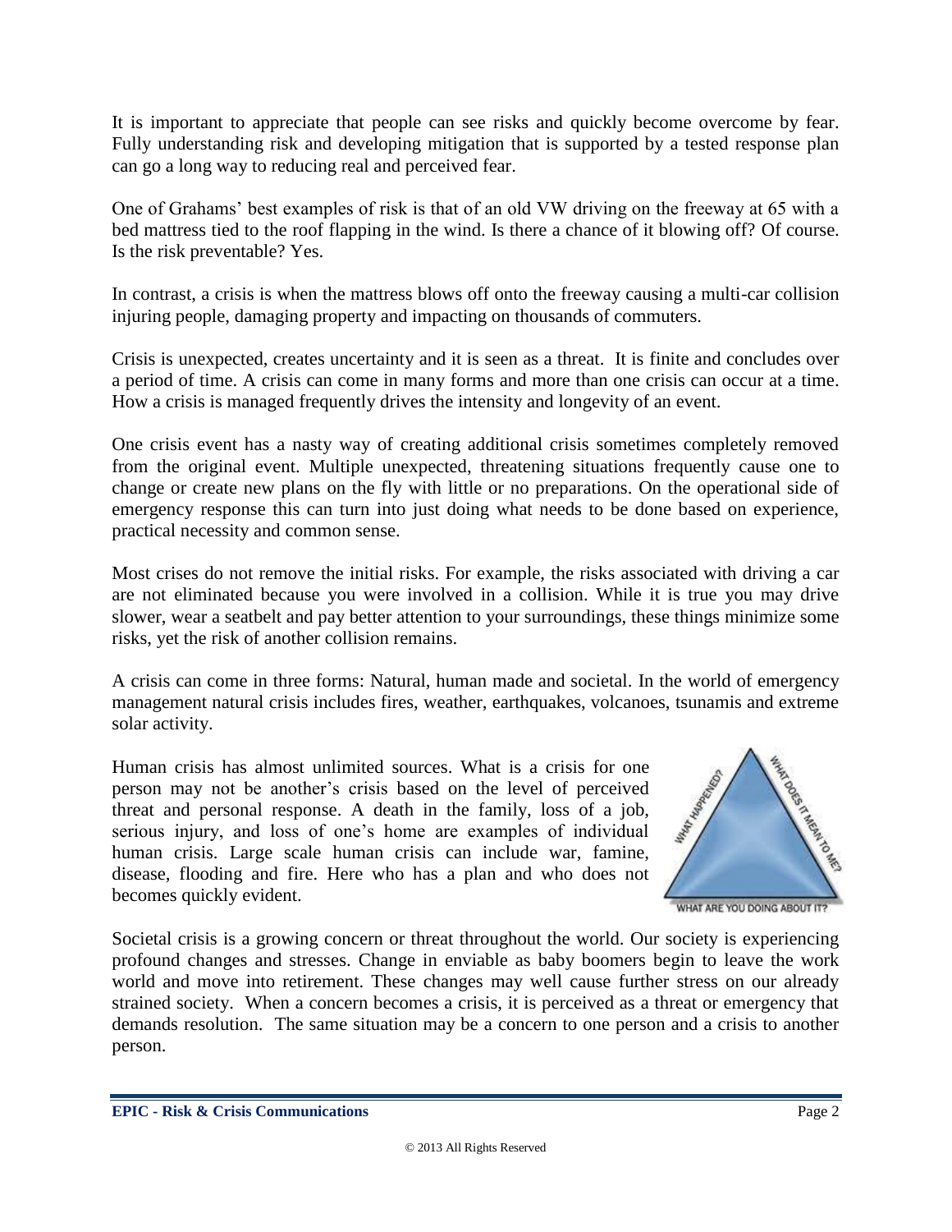It is important to appreciate that people can see risks and quickly become overcome by fear. Fully understanding risk and developing mitigation that is supported by a tested response plan can go a long way to reducing real and perceived fear.

One of Grahams' best examples of risk is that of an old VW driving on the freeway at 65 with a bed mattress tied to the roof flapping in the wind. Is there a chance of it blowing off? Of course. Is the risk preventable? Yes.

In contrast, a crisis is when the mattress blows off onto the freeway causing a multi-car collision injuring people, damaging property and impacting on thousands of commuters.

Crisis is unexpected, creates uncertainty and it is seen as a threat. It is finite and concludes over a period of time. A crisis can come in many forms and more than one crisis can occur at a time. How a crisis is managed frequently drives the intensity and longevity of an event.

One crisis event has a nasty way of creating additional crisis sometimes completely removed from the original event. Multiple unexpected, threatening situations frequently cause one to change or create new plans on the fly with little or no preparations. On the operational side of emergency response this can turn into just doing what needs to be done based on experience, practical necessity and common sense.

Most crises do not remove the initial risks. For example, the risks associated with driving a car are not eliminated because you were involved in a collision. While it is true you may drive slower, wear a seatbelt and pay better attention to your surroundings, these things minimize some risks, yet the risk of another collision remains.

A crisis can come in three forms: Natural, human made and societal. In the world of emergency management natural crisis includes fires, weather, earthquakes, volcanoes, tsunamis and extreme solar activity.

Human crisis has almost unlimited sources. What is a crisis for one person may not be another's crisis based on the level of perceived threat and personal response. A death in the family, loss of a job, serious injury, and loss of one's home are examples of individual human crisis. Large scale human crisis can include war, famine, disease, flooding and fire. Here who has a plan and who does not becomes quickly evident.

WHAT HAPPENED? WHAT DOES IT MEAN TO ME? WHAT ARE YOU DOING ABOUT IT?

Societal crisis is a growing concern or threat throughout the world. Our society is experiencing profound changes and stresses. Change in enviable as baby boomers begin to leave the work world and move into retirement. These changes may well cause further stress on our already strained society. When a concern becomes a crisis, it is perceived as a threat or emergency that demands resolution. The same situation may be a concern to one person and a crisis to another person.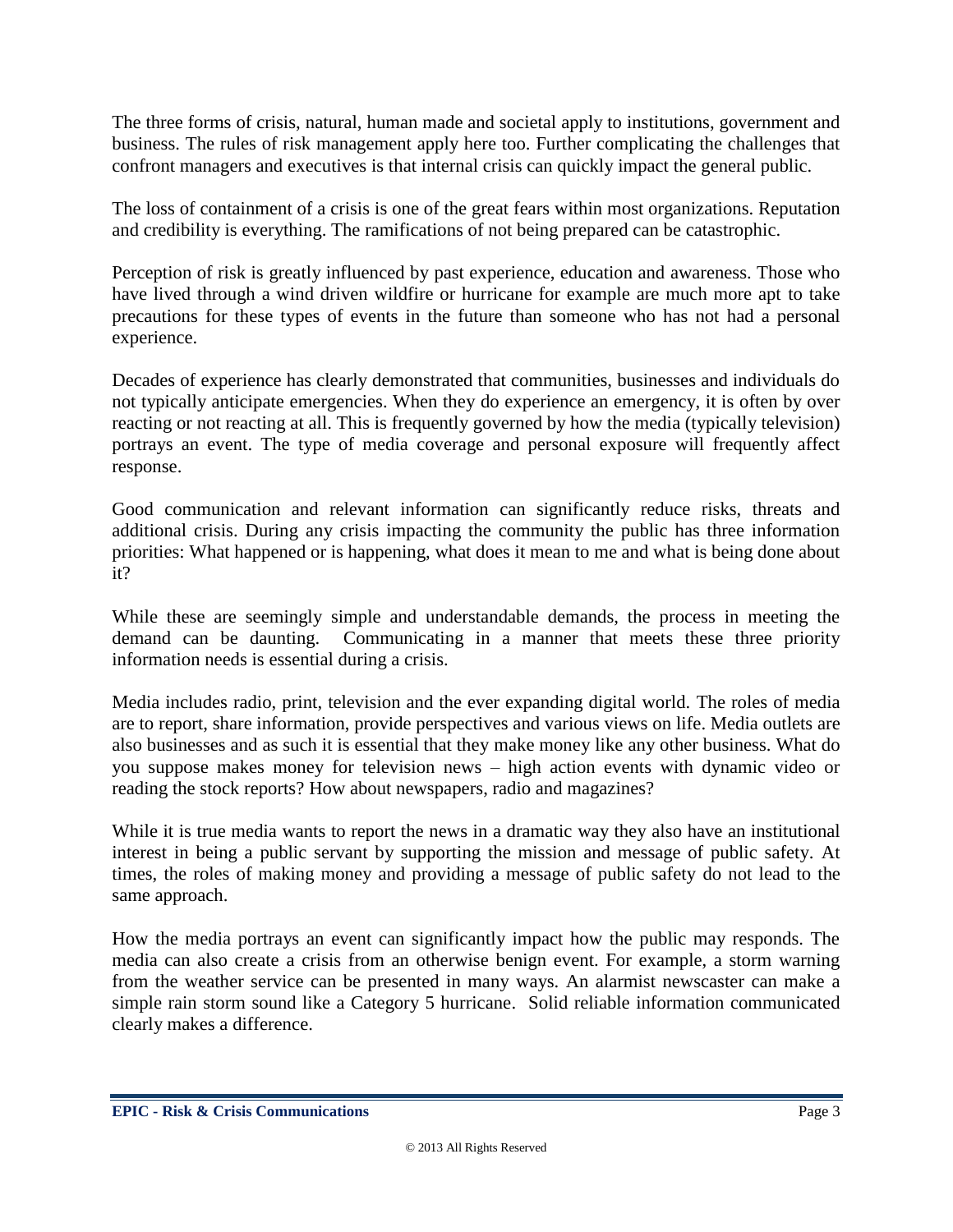The three forms of crisis, natural, human made and societal apply to institutions, government and business. The rules of risk management apply here too. Further complicating the challenges that confront managers and executives is that internal crisis can quickly impact the general public.

The loss of containment of a crisis is one of the great fears within most organizations. Reputation and credibility is everything. The ramifications of not being prepared can be catastrophic.

Perception of risk is greatly influenced by past experience, education and awareness. Those who have lived through a wind driven wildfire or hurricane for example are much more apt to take precautions for these types of events in the future than someone who has not had a personal experience.

Decades of experience has clearly demonstrated that communities, businesses and individuals do not typically anticipate emergencies. When they do experience an emergency, it is often by over reacting or not reacting at all. This is frequently governed by how the media (typically television) portrays an event. The type of media coverage and personal exposure will frequently affect response.

Good communication and relevant information can significantly reduce risks, threats and additional crisis. During any crisis impacting the community the public has three information priorities: What happened or is happening, what does it mean to me and what is being done about it?

While these are seemingly simple and understandable demands, the process in meeting the demand can be daunting. Communicating in a manner that meets these three priority information needs is essential during a crisis.

Media includes radio, print, television and the ever expanding digital world. The roles of media are to report, share information, provide perspectives and various views on life. Media outlets are also businesses and as such it is essential that they make money like any other business. What do you suppose makes money for television news – high action events with dynamic video or reading the stock reports? How about newspapers, radio and magazines?

While it is true media wants to report the news in a dramatic way they also have an institutional interest in being a public servant by supporting the mission and message of public safety. At times, the roles of making money and providing a message of public safety do not lead to the same approach.

How the media portrays an event can significantly impact how the public may responds. The media can also create a crisis from an otherwise benign event. For example, a storm warning from the weather service can be presented in many ways. An alarmist newscaster can make a simple rain storm sound like a Category 5 hurricane. Solid reliable information communicated clearly makes a difference.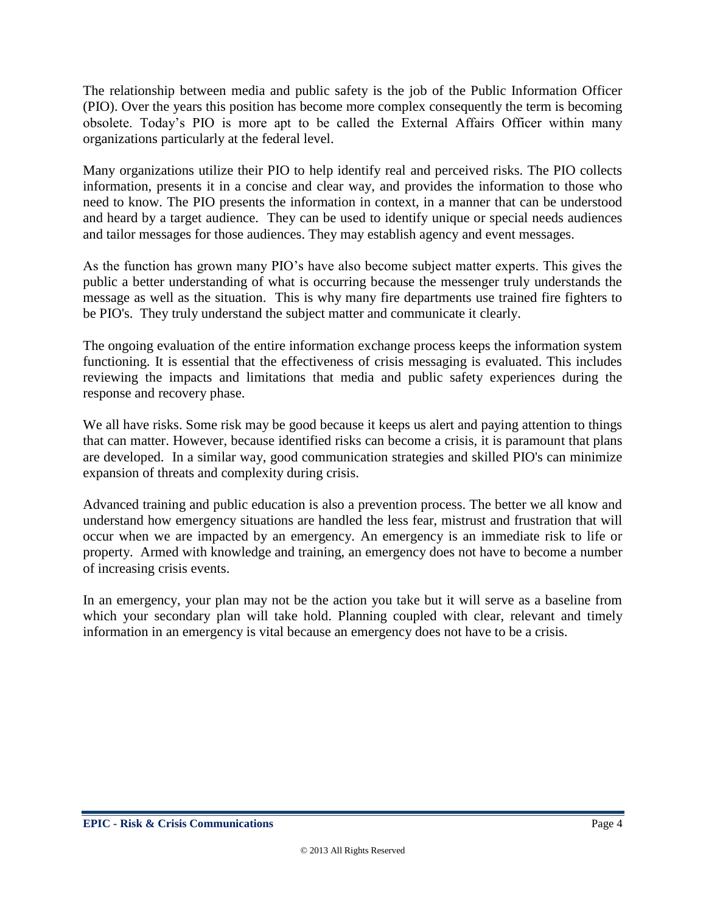The relationship between media and public safety is the job of the Public Information Officer (PIO). Over the years this position has become more complex consequently the term is becoming obsolete. Today's PIO is more apt to be called the External Affairs Officer within many organizations particularly at the federal level.

Many organizations utilize their PIO to help identify real and perceived risks. The PIO collects information, presents it in a concise and clear way, and provides the information to those who need to know. The PIO presents the information in context, in a manner that can be understood and heard by a target audience. They can be used to identify unique or special needs audiences and tailor messages for those audiences. They may establish agency and event messages.

As the function has grown many PIO's have also become subject matter experts. This gives the public a better understanding of what is occurring because the messenger truly understands the message as well as the situation. This is why many fire departments use trained fire fighters to be PIO's. They truly understand the subject matter and communicate it clearly.

The ongoing evaluation of the entire information exchange process keeps the information system functioning. It is essential that the effectiveness of crisis messaging is evaluated. This includes reviewing the impacts and limitations that media and public safety experiences during the response and recovery phase.

We all have risks. Some risk may be good because it keeps us alert and paying attention to things that can matter. However, because identified risks can become a crisis, it is paramount that plans are developed. In a similar way, good communication strategies and skilled PIO's can minimize expansion of threats and complexity during crisis.

Advanced training and public education is also a prevention process. The better we all know and understand how emergency situations are handled the less fear, mistrust and frustration that will occur when we are impacted by an emergency. An emergency is an immediate risk to life or property. Armed with knowledge and training, an emergency does not have to become a number of increasing crisis events.

In an emergency, your plan may not be the action you take but it will serve as a baseline from which your secondary plan will take hold. Planning coupled with clear, relevant and timely information in an emergency is vital because an emergency does not have to be a crisis.

© 2013 All Rights Reserved